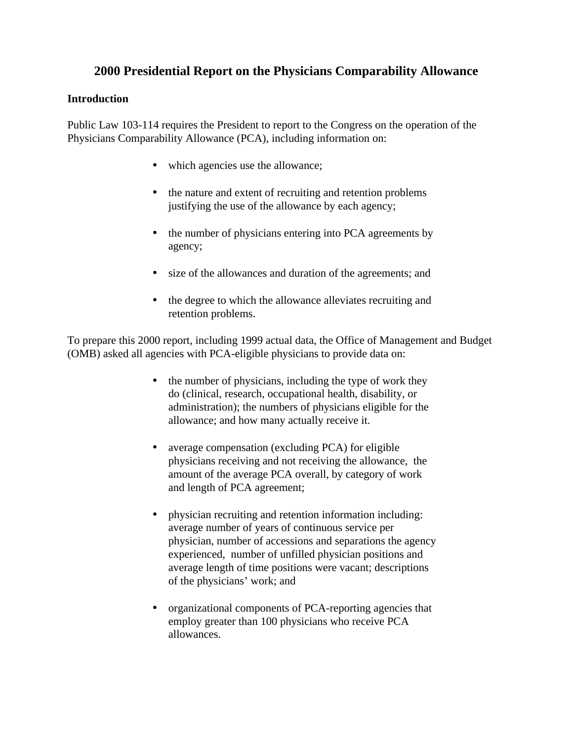# 2000 Presidential Report on the Physicians Comparability Allowance

## Introduction

Public Law 103-114 requires the President to report to the Congress on the operation of the Physicians Comparability Allowance (PCA), including information on:

- which agencies use the allowance;
- the nature and extent of recruiting and retention problems justifying the use of the allowance by each agency;
- the number of physicians entering into PCA agreements by agency;
- size of the allowances and duration of the agreements; and
- the degree to which the allowance alleviates recruiting and retention problems.

To prepare this 2000 report, including 1999 actual data, the Office of Management and Budget (OMB) asked all agencies with PCA-eligible physicians to provide data on:

- the number of physicians, including the type of work they do (clinical, research, occupational health, disability, or administration); the numbers of physicians eligible for the allowance; and how many actually receive it.
- average compensation (excluding PCA) for eligible physicians receiving and not receiving the allowance, the amount of the average PCA overall, by category of work and length of PCA agreement;
- physician recruiting and retention information including: average number of years of continuous service per physician, number of accessions and separations the agency experienced, number of unfilled physician positions and average length of time positions were vacant; descriptions of the physicians' work; and
- organizational components of PCA-reporting agencies that employ greater than 100 physicians who receive PCA allowances.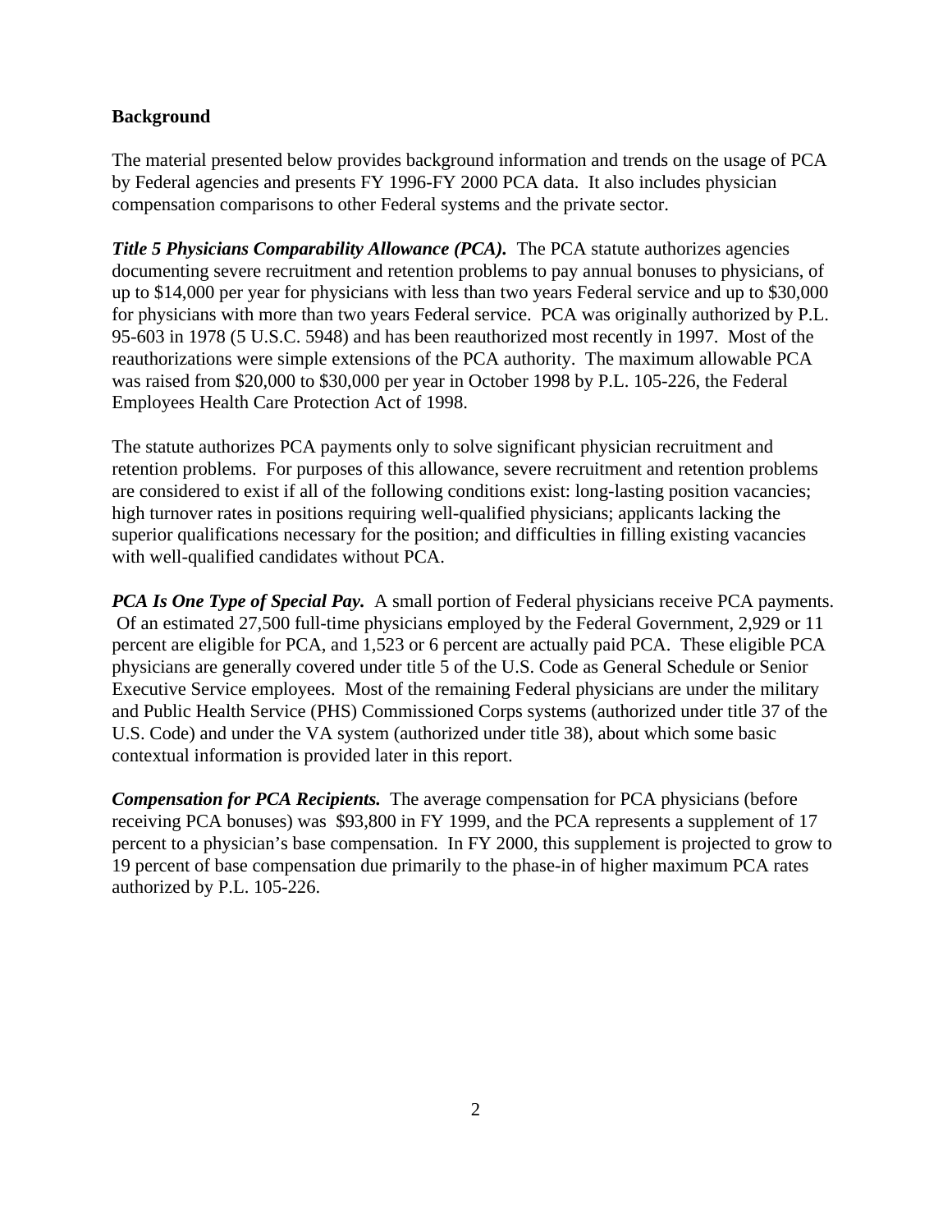**Background**

The material presented below provides background information and trends on the usage of PCA by Federal agencies and presents FY 1996-FY 2000 PCA data. It also includes physician compensation comparisons to other Federal systems and the private sector.

***Title 5 Physicians Comparability Allowance (PCA).*** The PCA statute authorizes agencies documenting severe recruitment and retention problems to pay annual bonuses to physicians, of up to $14,000 per year for physicians with less than two years Federal service and up to $30,000 for physicians with more than two years Federal service. PCA was originally authorized by P.L. 95-603 in 1978 (5 U.S.C. 5948) and has been reauthorized most recently in 1997. Most of the reauthorizations were simple extensions of the PCA authority. The maximum allowable PCA was raised from $20,000 to $30,000 per year in October 1998 by P.L. 105-226, the Federal Employees Health Care Protection Act of 1998.

The statute authorizes PCA payments only to solve significant physician recruitment and retention problems. For purposes of this allowance, severe recruitment and retention problems are considered to exist if all of the following conditions exist: long-lasting position vacancies; high turnover rates in positions requiring well-qualified physicians; applicants lacking the superior qualifications necessary for the position; and difficulties in filling existing vacancies with well-qualified candidates without PCA.

***PCA Is One Type of Special Pay.*** A small portion of Federal physicians receive PCA payments. Of an estimated 27,500 full-time physicians employed by the Federal Government, 2,929 or 11 percent are eligible for PCA, and 1,523 or 6 percent are actually paid PCA. These eligible PCA physicians are generally covered under title 5 of the U.S. Code as General Schedule or Senior Executive Service employees. Most of the remaining Federal physicians are under the military and Public Health Service (PHS) Commissioned Corps systems (authorized under title 37 of the U.S. Code) and under the VA system (authorized under title 38), about which some basic contextual information is provided later in this report.

***Compensation for PCA Recipients.*** The average compensation for PCA physicians (before receiving PCA bonuses) was $93,800 in FY 1999, and the PCA represents a supplement of 17 percent to a physician's base compensation. In FY 2000, this supplement is projected to grow to 19 percent of base compensation due primarily to the phase-in of higher maximum PCA rates authorized by P.L. 105-226.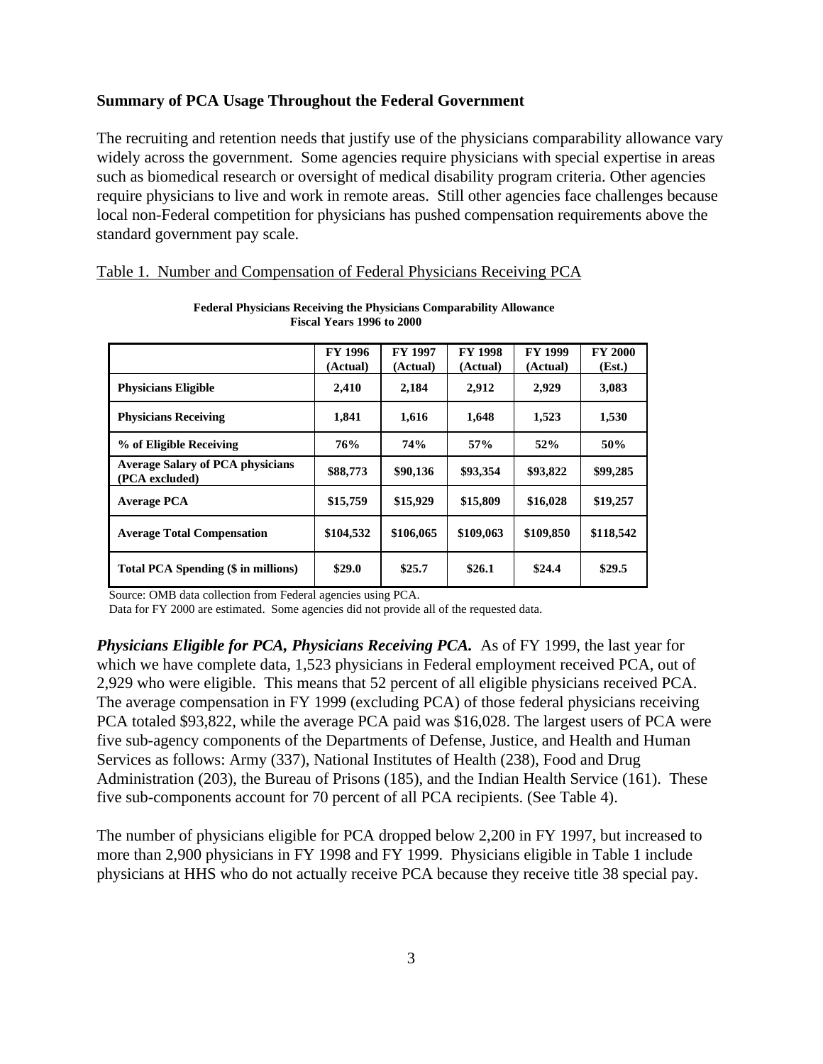## Summary of PCA Usage Throughout the Federal Government

The recruiting and retention needs that justify use of the physicians comparability allowance vary widely across the government. Some agencies require physicians with special expertise in areas such as biomedical research or oversight of medical disability program criteria. Other agencies require physicians to live and work in remote areas. Still other agencies face challenges because local non-Federal competition for physicians has pushed compensation requirements above the standard government pay scale.

Table 1. Number and Compensation of Federal Physicians Receiving PCA

**Federal Physicians Receiving the Physicians Comparability Allowance**
**Fiscal Years 1996 to 2000**

| | FY 1996 (Actual) | FY 1997 (Actual) | FY 1998 (Actual) | FY 1999 (Actual) | FY 2000 (Est.) |
|---|---|---|---|---|---|
| **Physicians Eligible** | **2,410** | **2,184** | **2,912** | **2,929** | **3,083** |
| **Physicians Receiving** | **1,841** | **1,616** | **1,648** | **1,523** | **1,530** |
| **% of Eligible Receiving** | **76%** | **74%** | **57%** | **52%** | **50%** |
| **Average Salary of PCA physicians (PCA excluded)** | **$88,773** | **$90,136** | **$93,354** | **$93,822** | **$99,285** |
| **Average PCA** | **$15,759** | **$15,929** | **$15,809** | **$16,028** | **$19,257** |
| **Average Total Compensation** | **$104,532** | **$106,065** | **$109,063** | **$109,850** | **$118,542** |
| **Total PCA Spending ($ in millions)** | **$29.0** | **$25.7** | **$26.1** | **$24.4** | **$29.5** |

Source: OMB data collection from Federal agencies using PCA.
Data for FY 2000 are estimated. Some agencies did not provide all of the requested data.

***Physicians Eligible for PCA, Physicians Receiving PCA.*** As of FY 1999, the last year for which we have complete data, 1,523 physicians in Federal employment received PCA, out of 2,929 who were eligible. This means that 52 percent of all eligible physicians received PCA. The average compensation in FY 1999 (excluding PCA) of those federal physicians receiving PCA totaled $93,822, while the average PCA paid was $16,028. The largest users of PCA were five sub-agency components of the Departments of Defense, Justice, and Health and Human Services as follows: Army (337), National Institutes of Health (238), Food and Drug Administration (203), the Bureau of Prisons (185), and the Indian Health Service (161). These five sub-components account for 70 percent of all PCA recipients. (See Table 4).

The number of physicians eligible for PCA dropped below 2,200 in FY 1997, but increased to more than 2,900 physicians in FY 1998 and FY 1999. Physicians eligible in Table 1 include physicians at HHS who do not actually receive PCA because they receive title 38 special pay.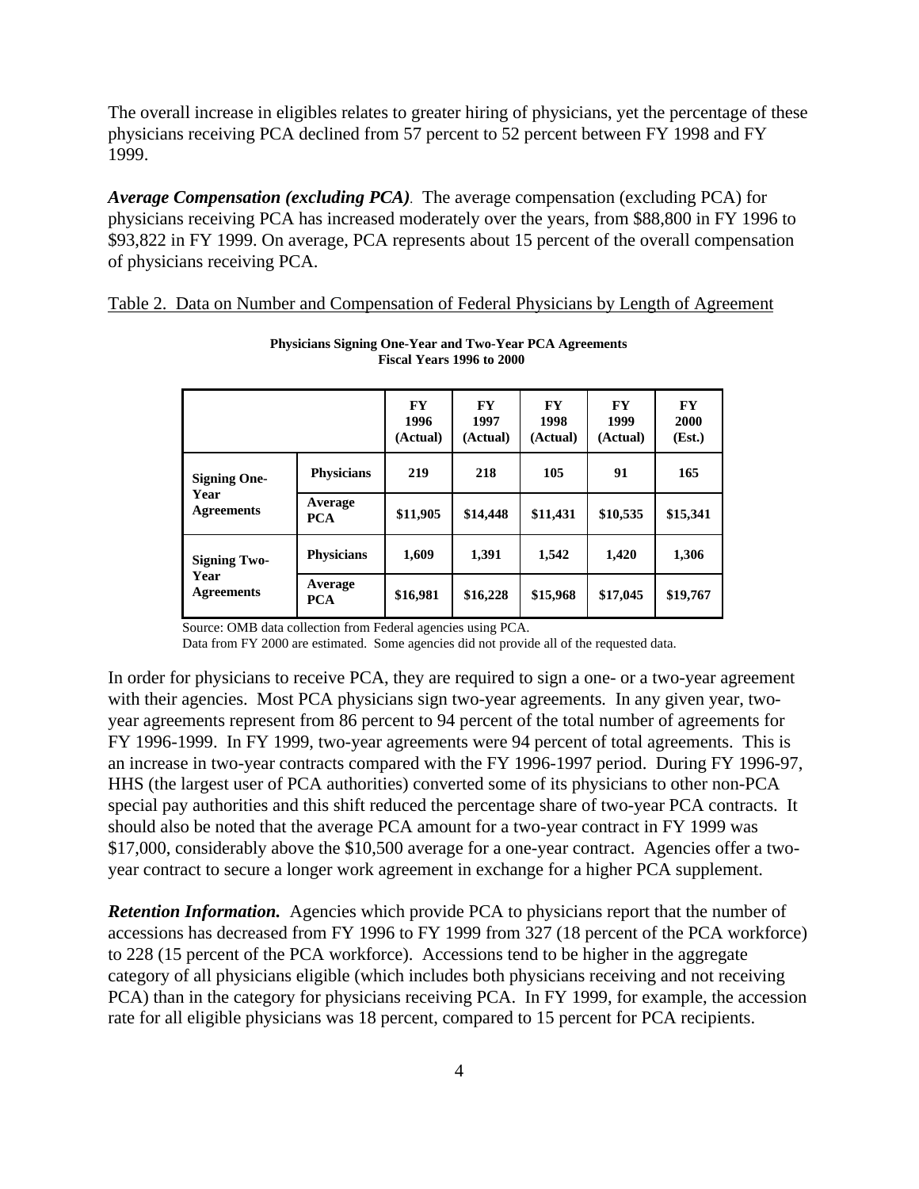The overall increase in eligibles relates to greater hiring of physicians, yet the percentage of these physicians receiving PCA declined from 57 percent to 52 percent between FY 1998 and FY 1999.

***Average Compensation (excluding PCA)***. The average compensation (excluding PCA) for physicians receiving PCA has increased moderately over the years, from $88,800 in FY 1996 to $93,822 in FY 1999. On average, PCA represents about 15 percent of the overall compensation of physicians receiving PCA.

Table 2. Data on Number and Compensation of Federal Physicians by Length of Agreement

**Physicians Signing One-Year and Two-Year PCA Agreements**
**Fiscal Years 1996 to 2000**

| | | FY 1996 (Actual) | FY 1997 (Actual) | FY 1998 (Actual) | FY 1999 (Actual) | FY 2000 (Est.) |
|---|---|---|---|---|---|---|
| **Signing One-Year Agreements** | **Physicians** | 219 | 218 | 105 | 91 | 165 |
| | **Average PCA** | $11,905 | $14,448 | $11,431 | $10,535 | $15,341 |
| **Signing Two-Year Agreements** | **Physicians** | 1,609 | 1,391 | 1,542 | 1,420 | 1,306 |
| | **Average PCA** | $16,981 | $16,228 | $15,968 | $17,045 | $19,767 |

Source: OMB data collection from Federal agencies using PCA.
Data from FY 2000 are estimated. Some agencies did not provide all of the requested data.

In order for physicians to receive PCA, they are required to sign a one- or a two-year agreement with their agencies. Most PCA physicians sign two-year agreements. In any given year, two-year agreements represent from 86 percent to 94 percent of the total number of agreements for FY 1996-1999. In FY 1999, two-year agreements were 94 percent of total agreements. This is an increase in two-year contracts compared with the FY 1996-1997 period. During FY 1996-97, HHS (the largest user of PCA authorities) converted some of its physicians to other non-PCA special pay authorities and this shift reduced the percentage share of two-year PCA contracts. It should also be noted that the average PCA amount for a two-year contract in FY 1999 was $17,000, considerably above the $10,500 average for a one-year contract. Agencies offer a two-year contract to secure a longer work agreement in exchange for a higher PCA supplement.

***Retention Information.*** Agencies which provide PCA to physicians report that the number of accessions has decreased from FY 1996 to FY 1999 from 327 (18 percent of the PCA workforce) to 228 (15 percent of the PCA workforce). Accessions tend to be higher in the aggregate category of all physicians eligible (which includes both physicians receiving and not receiving PCA) than in the category for physicians receiving PCA. In FY 1999, for example, the accession rate for all eligible physicians was 18 percent, compared to 15 percent for PCA recipients.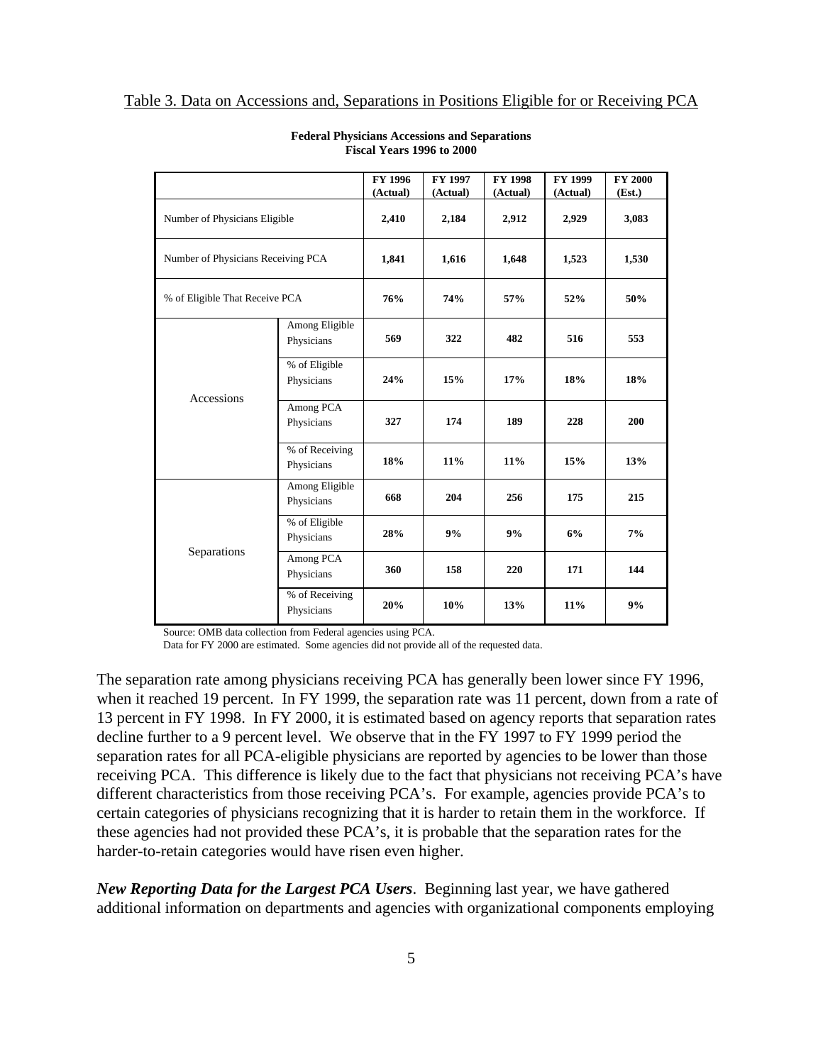Table 3. Data on Accessions and, Separations in Positions Eligible for or Receiving PCA

**Federal Physicians Accessions and Separations**
**Fiscal Years 1996 to 2000**

| | | FY 1996 (Actual) | FY 1997 (Actual) | FY 1998 (Actual) | FY 1999 (Actual) | FY 2000 (Est.) |
|---|---|---|---|---|---|---|
| Number of Physicians Eligible | | 2,410 | 2,184 | 2,912 | 2,929 | 3,083 |
| Number of Physicians Receiving PCA | | 1,841 | 1,616 | 1,648 | 1,523 | 1,530 |
| % of Eligible That Receive PCA | | 76% | 74% | 57% | 52% | 50% |
| Accessions | Among Eligible Physicians | 569 | 322 | 482 | 516 | 553 |
| | % of Eligible Physicians | 24% | 15% | 17% | 18% | 18% |
| | Among PCA Physicians | 327 | 174 | 189 | 228 | 200 |
| | % of Receiving Physicians | 18% | 11% | 11% | 15% | 13% |
| Separations | Among Eligible Physicians | 668 | 204 | 256 | 175 | 215 |
| | % of Eligible Physicians | 28% | 9% | 9% | 6% | 7% |
| | Among PCA Physicians | 360 | 158 | 220 | 171 | 144 |
| | % of Receiving Physicians | 20% | 10% | 13% | 11% | 9% |

Source: OMB data collection from Federal agencies using PCA.
Data for FY 2000 are estimated. Some agencies did not provide all of the requested data.

The separation rate among physicians receiving PCA has generally been lower since FY 1996, when it reached 19 percent. In FY 1999, the separation rate was 11 percent, down from a rate of 13 percent in FY 1998. In FY 2000, it is estimated based on agency reports that separation rates decline further to a 9 percent level. We observe that in the FY 1997 to FY 1999 period the separation rates for all PCA-eligible physicians are reported by agencies to be lower than those receiving PCA. This difference is likely due to the fact that physicians not receiving PCA's have different characteristics from those receiving PCA's. For example, agencies provide PCA's to certain categories of physicians recognizing that it is harder to retain them in the workforce. If these agencies had not provided these PCA's, it is probable that the separation rates for the harder-to-retain categories would have risen even higher.

***New Reporting Data for the Largest PCA Users***. Beginning last year, we have gathered additional information on departments and agencies with organizational components employing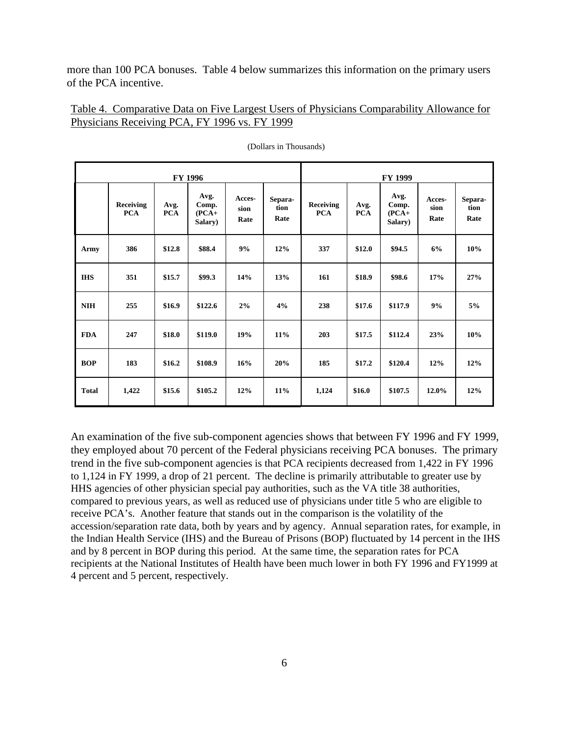more than 100 PCA bonuses. Table 4 below summarizes this information on the primary users of the PCA incentive.

Table 4. Comparative Data on Five Largest Users of Physicians Comparability Allowance for Physicians Receiving PCA, FY 1996 vs. FY 1999

(Dollars in Thousands)

| | FY 1996 | | | | | FY 1999 | | | | |
|---|---|---|---|---|---|---|---|---|---|---|
| | **Receiving PCA** | **Avg. PCA** | **Avg. Comp. (PCA+ Salary)** | **Acces-sion Rate** | **Separa-tion Rate** | **Receiving PCA** | **Avg. PCA** | **Avg. Comp. (PCA+ Salary)** | **Acces-sion Rate** | **Separa-tion Rate** |
| **Army** | **386** | **\$12.8** | **\$88.4** | **9%** | **12%** | **337** | **\$12.0** | **\$94.5** | **6%** | **10%** |
| **IHS** | **351** | **\$15.7** | **\$99.3** | **14%** | **13%** | **161** | **\$18.9** | **\$98.6** | **17%** | **27%** |
| **NIH** | **255** | **\$16.9** | **\$122.6** | **2%** | **4%** | **238** | **\$17.6** | **\$117.9** | **9%** | **5%** |
| **FDA** | **247** | **\$18.0** | **\$119.0** | **19%** | **11%** | **203** | **\$17.5** | **\$112.4** | **23%** | **10%** |
| **BOP** | **183** | **\$16.2** | **\$108.9** | **16%** | **20%** | **185** | **\$17.2** | **\$120.4** | **12%** | **12%** |
| **Total** | **1,422** | **\$15.6** | **\$105.2** | **12%** | **11%** | **1,124** | **\$16.0** | **\$107.5** | **12.0%** | **12%** |

An examination of the five sub-component agencies shows that between FY 1996 and FY 1999, they employed about 70 percent of the Federal physicians receiving PCA bonuses. The primary trend in the five sub-component agencies is that PCA recipients decreased from 1,422 in FY 1996 to 1,124 in FY 1999, a drop of 21 percent. The decline is primarily attributable to greater use by HHS agencies of other physician special pay authorities, such as the VA title 38 authorities, compared to previous years, as well as reduced use of physicians under title 5 who are eligible to receive PCA's. Another feature that stands out in the comparison is the volatility of the accession/separation rate data, both by years and by agency. Annual separation rates, for example, in the Indian Health Service (IHS) and the Bureau of Prisons (BOP) fluctuated by 14 percent in the IHS and by 8 percent in BOP during this period. At the same time, the separation rates for PCA recipients at the National Institutes of Health have been much lower in both FY 1996 and FY1999 at 4 percent and 5 percent, respectively.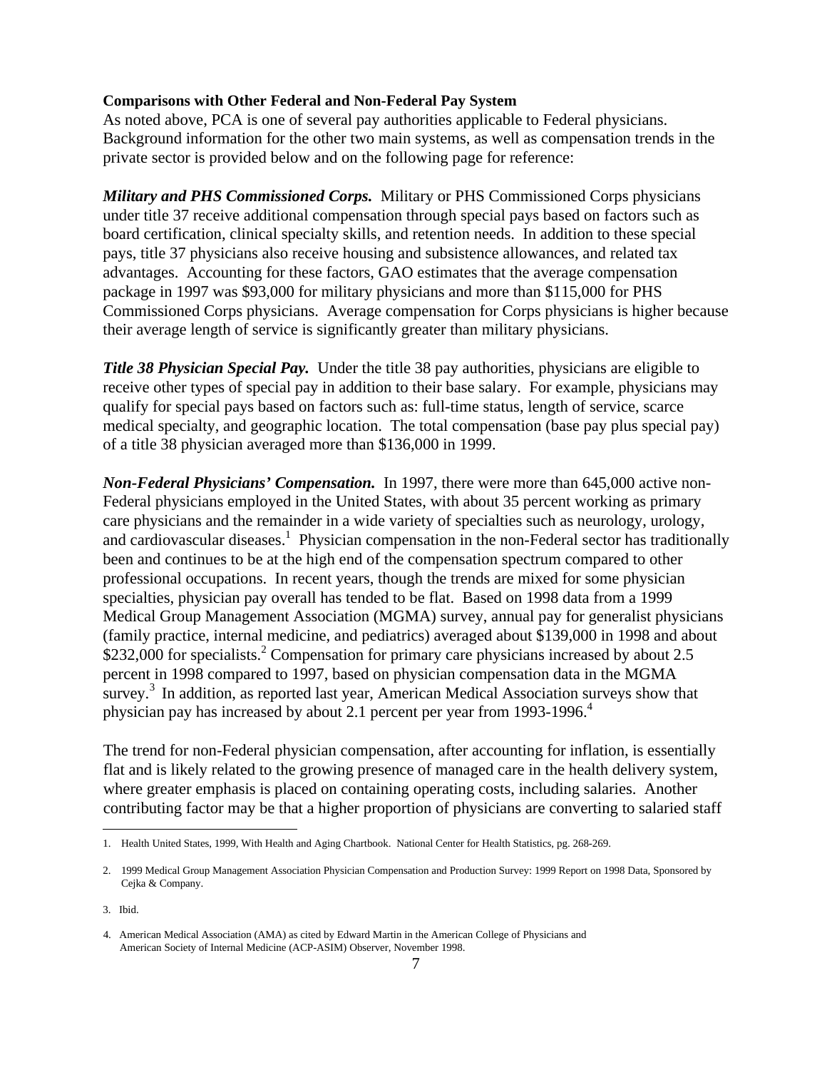**Comparisons with Other Federal and Non-Federal Pay System**

As noted above, PCA is one of several pay authorities applicable to Federal physicians. Background information for the other two main systems, as well as compensation trends in the private sector is provided below and on the following page for reference:

***Military and PHS Commissioned Corps.*** Military or PHS Commissioned Corps physicians under title 37 receive additional compensation through special pays based on factors such as board certification, clinical specialty skills, and retention needs. In addition to these special pays, title 37 physicians also receive housing and subsistence allowances, and related tax advantages. Accounting for these factors, GAO estimates that the average compensation package in 1997 was $93,000 for military physicians and more than $115,000 for PHS Commissioned Corps physicians. Average compensation for Corps physicians is higher because their average length of service is significantly greater than military physicians.

***Title 38 Physician Special Pay.*** Under the title 38 pay authorities, physicians are eligible to receive other types of special pay in addition to their base salary. For example, physicians may qualify for special pays based on factors such as: full-time status, length of service, scarce medical specialty, and geographic location. The total compensation (base pay plus special pay) of a title 38 physician averaged more than $136,000 in 1999.

***Non-Federal Physicians' Compensation.*** In 1997, there were more than 645,000 active non-Federal physicians employed in the United States, with about 35 percent working as primary care physicians and the remainder in a wide variety of specialties such as neurology, urology, and cardiovascular diseases.[1] Physician compensation in the non-Federal sector has traditionally been and continues to be at the high end of the compensation spectrum compared to other professional occupations. In recent years, though the trends are mixed for some physician specialties, physician pay overall has tended to be flat. Based on 1998 data from a 1999 Medical Group Management Association (MGMA) survey, annual pay for generalist physicians (family practice, internal medicine, and pediatrics) averaged about $139,000 in 1998 and about $232,000 for specialists.[2] Compensation for primary care physicians increased by about 2.5 percent in 1998 compared to 1997, based on physician compensation data in the MGMA survey.[3] In addition, as reported last year, American Medical Association surveys show that physician pay has increased by about 2.1 percent per year from 1993-1996.[4]

The trend for non-Federal physician compensation, after accounting for inflation, is essentially flat and is likely related to the growing presence of managed care in the health delivery system, where greater emphasis is placed on containing operating costs, including salaries. Another contributing factor may be that a higher proportion of physicians are converting to salaried staff

---

1. Health United States, 1999, With Health and Aging Chartbook. National Center for Health Statistics, pg. 268-269.

2. 1999 Medical Group Management Association Physician Compensation and Production Survey: 1999 Report on 1998 Data, Sponsored by Cejka & Company.

3. Ibid.

4. American Medical Association (AMA) as cited by Edward Martin in the American College of Physicians and American Society of Internal Medicine (ACP-ASIM) Observer, November 1998.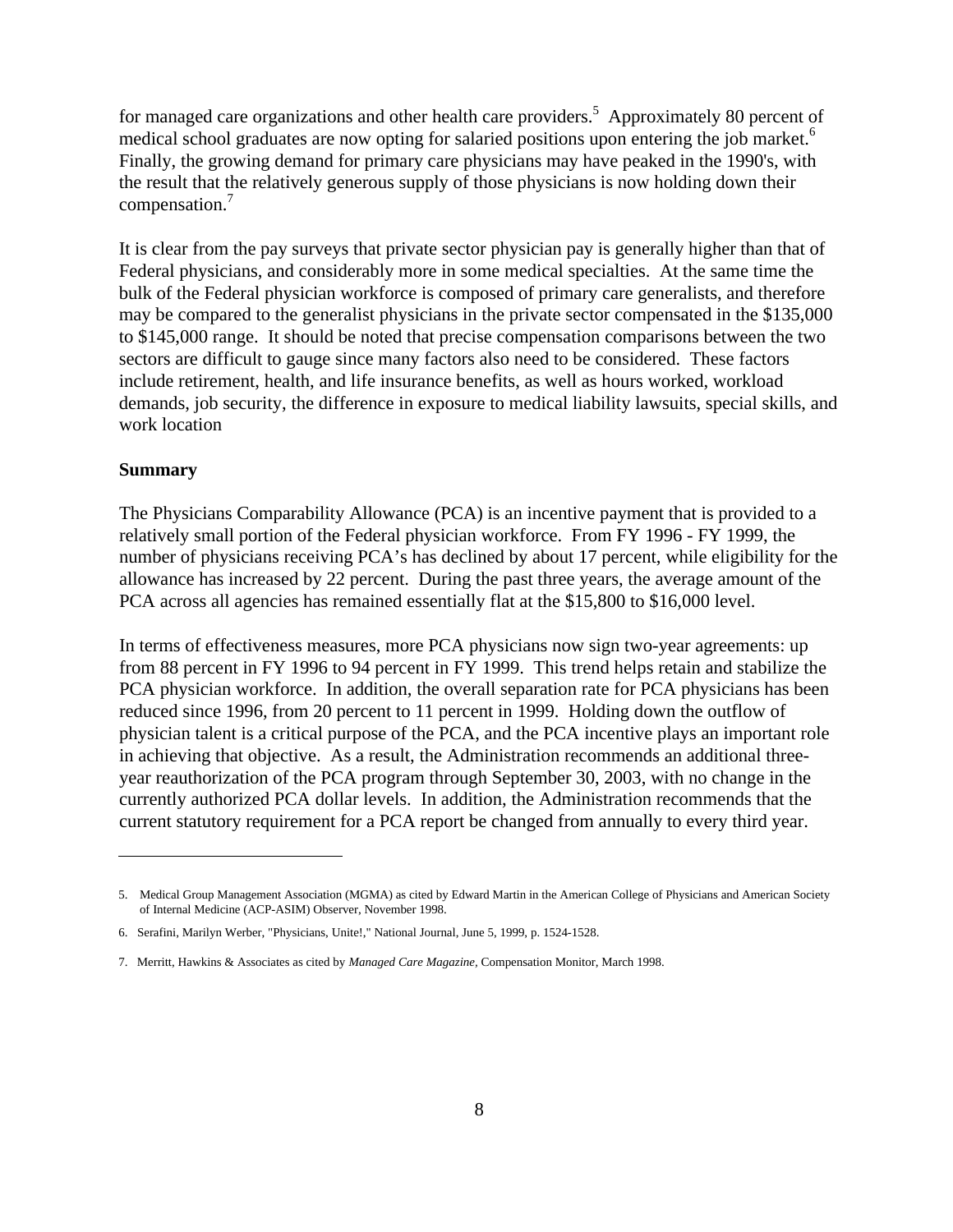for managed care organizations and other health care providers.[5] Approximately 80 percent of medical school graduates are now opting for salaried positions upon entering the job market.[6] Finally, the growing demand for primary care physicians may have peaked in the 1990's, with the result that the relatively generous supply of those physicians is now holding down their compensation.[7]

It is clear from the pay surveys that private sector physician pay is generally higher than that of Federal physicians, and considerably more in some medical specialties. At the same time the bulk of the Federal physician workforce is composed of primary care generalists, and therefore may be compared to the generalist physicians in the private sector compensated in the $135,000 to $145,000 range. It should be noted that precise compensation comparisons between the two sectors are difficult to gauge since many factors also need to be considered. These factors include retirement, health, and life insurance benefits, as well as hours worked, workload demands, job security, the difference in exposure to medical liability lawsuits, special skills, and work location

**Summary**

The Physicians Comparability Allowance (PCA) is an incentive payment that is provided to a relatively small portion of the Federal physician workforce. From FY 1996 - FY 1999, the number of physicians receiving PCA's has declined by about 17 percent, while eligibility for the allowance has increased by 22 percent. During the past three years, the average amount of the PCA across all agencies has remained essentially flat at the $15,800 to $16,000 level.

In terms of effectiveness measures, more PCA physicians now sign two-year agreements: up from 88 percent in FY 1996 to 94 percent in FY 1999. This trend helps retain and stabilize the PCA physician workforce. In addition, the overall separation rate for PCA physicians has been reduced since 1996, from 20 percent to 11 percent in 1999. Holding down the outflow of physician talent is a critical purpose of the PCA, and the PCA incentive plays an important role in achieving that objective. As a result, the Administration recommends an additional three-year reauthorization of the PCA program through September 30, 2003, with no change in the currently authorized PCA dollar levels. In addition, the Administration recommends that the current statutory requirement for a PCA report be changed from annually to every third year.

---

5. Medical Group Management Association (MGMA) as cited by Edward Martin in the American College of Physicians and American Society of Internal Medicine (ACP-ASIM) Observer, November 1998.

6. Serafini, Marilyn Werber, "Physicians, Unite!," National Journal, June 5, 1999, p. 1524-1528.

7. Merritt, Hawkins & Associates as cited by *Managed Care Magazine*, Compensation Monitor, March 1998.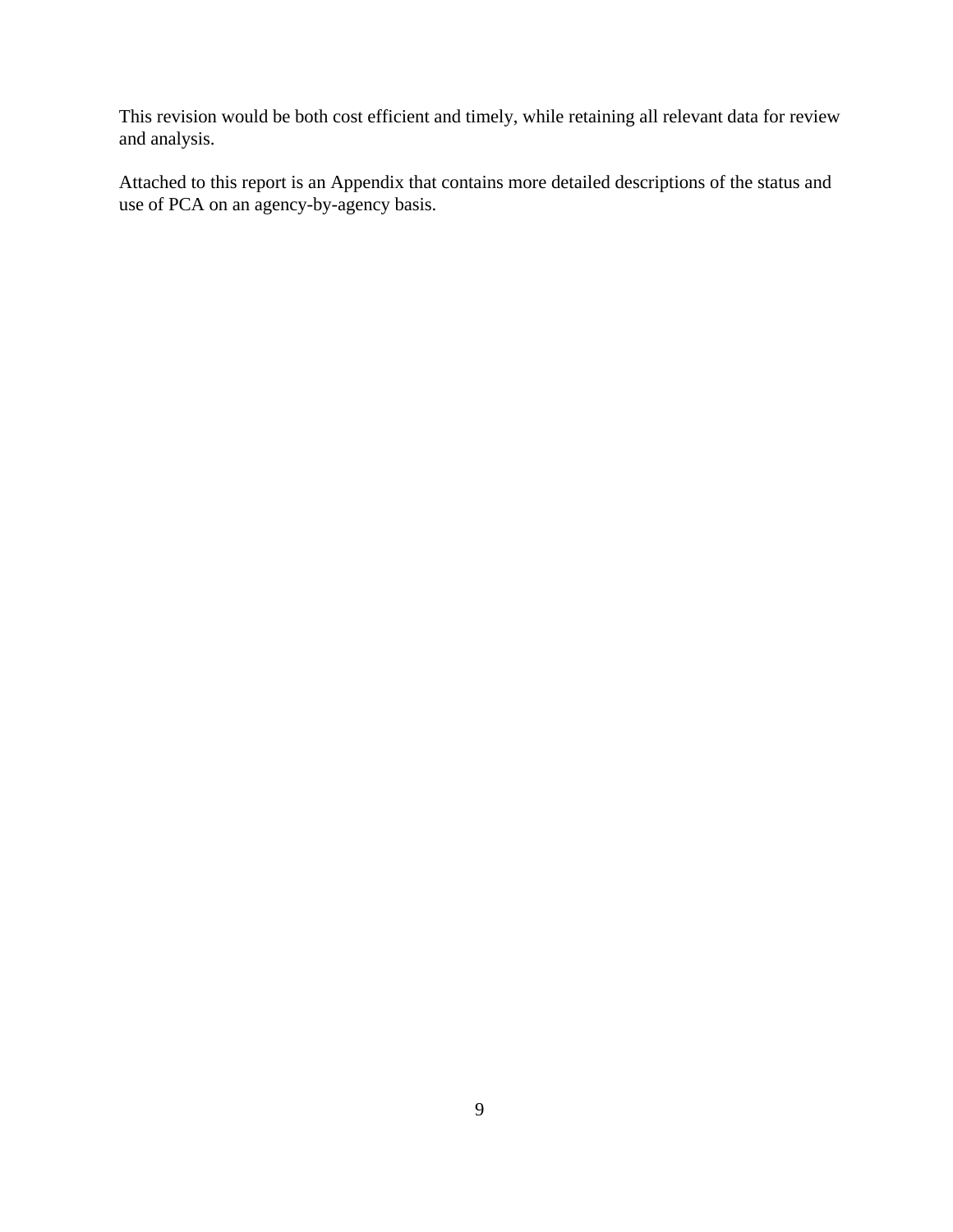This revision would be both cost efficient and timely, while retaining all relevant data for review and analysis.

Attached to this report is an Appendix that contains more detailed descriptions of the status and use of PCA on an agency-by-agency basis.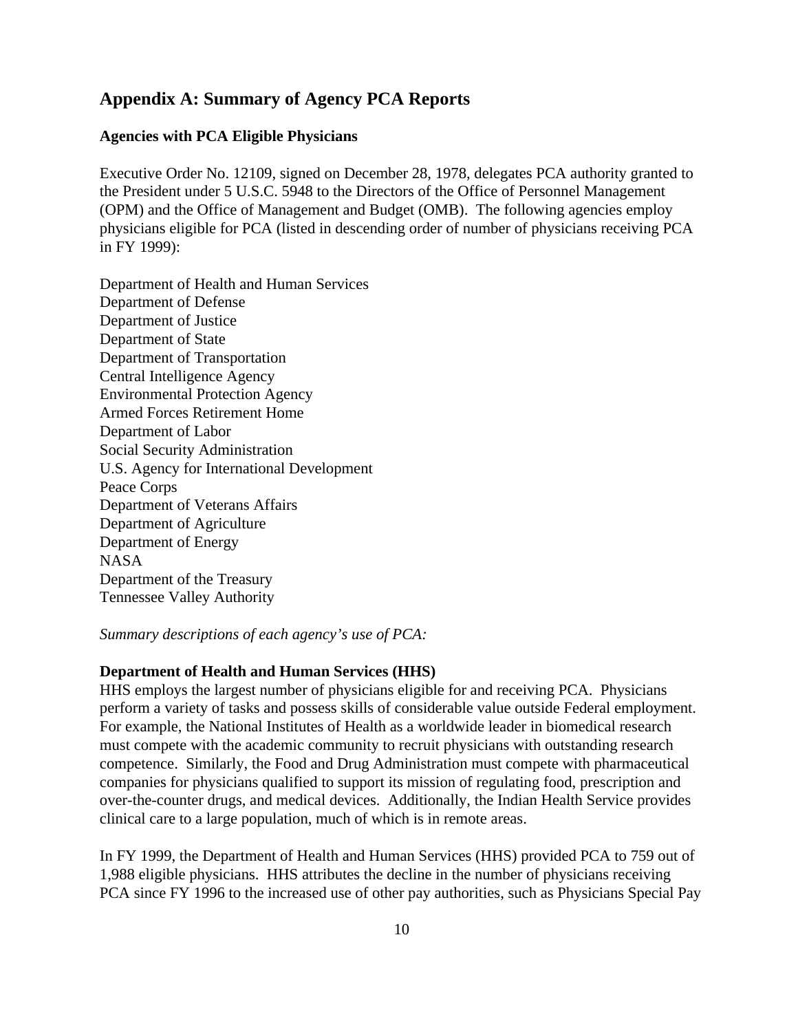## Appendix A: Summary of Agency PCA Reports

### Agencies with PCA Eligible Physicians

Executive Order No. 12109, signed on December 28, 1978, delegates PCA authority granted to the President under 5 U.S.C. 5948 to the Directors of the Office of Personnel Management (OPM) and the Office of Management and Budget (OMB). The following agencies employ physicians eligible for PCA (listed in descending order of number of physicians receiving PCA in FY 1999):

Department of Health and Human Services
Department of Defense
Department of Justice
Department of State
Department of Transportation
Central Intelligence Agency
Environmental Protection Agency
Armed Forces Retirement Home
Department of Labor
Social Security Administration
U.S. Agency for International Development
Peace Corps
Department of Veterans Affairs
Department of Agriculture
Department of Energy
NASA
Department of the Treasury
Tennessee Valley Authority

*Summary descriptions of each agency's use of PCA:*

**Department of Health and Human Services (HHS)**
HHS employs the largest number of physicians eligible for and receiving PCA. Physicians perform a variety of tasks and possess skills of considerable value outside Federal employment. For example, the National Institutes of Health as a worldwide leader in biomedical research must compete with the academic community to recruit physicians with outstanding research competence. Similarly, the Food and Drug Administration must compete with pharmaceutical companies for physicians qualified to support its mission of regulating food, prescription and over-the-counter drugs, and medical devices. Additionally, the Indian Health Service provides clinical care to a large population, much of which is in remote areas.

In FY 1999, the Department of Health and Human Services (HHS) provided PCA to 759 out of 1,988 eligible physicians. HHS attributes the decline in the number of physicians receiving PCA since FY 1996 to the increased use of other pay authorities, such as Physicians Special Pay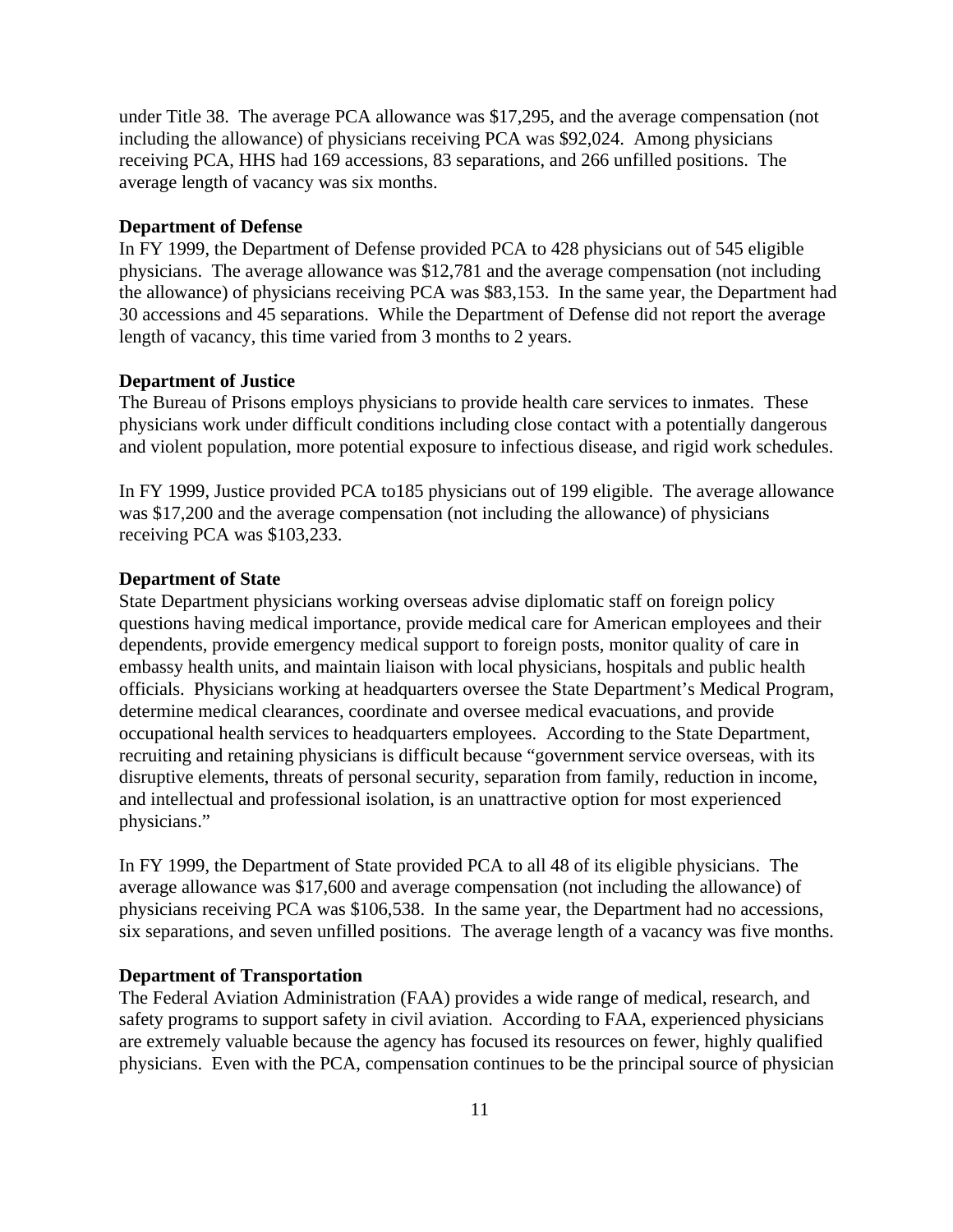under Title 38. The average PCA allowance was $17,295, and the average compensation (not including the allowance) of physicians receiving PCA was $92,024. Among physicians receiving PCA, HHS had 169 accessions, 83 separations, and 266 unfilled positions. The average length of vacancy was six months.

**Department of Defense**
In FY 1999, the Department of Defense provided PCA to 428 physicians out of 545 eligible physicians. The average allowance was $12,781 and the average compensation (not including the allowance) of physicians receiving PCA was $83,153. In the same year, the Department had 30 accessions and 45 separations. While the Department of Defense did not report the average length of vacancy, this time varied from 3 months to 2 years.

**Department of Justice**
The Bureau of Prisons employs physicians to provide health care services to inmates. These physicians work under difficult conditions including close contact with a potentially dangerous and violent population, more potential exposure to infectious disease, and rigid work schedules.

In FY 1999, Justice provided PCA to185 physicians out of 199 eligible. The average allowance was $17,200 and the average compensation (not including the allowance) of physicians receiving PCA was $103,233.

**Department of State**
State Department physicians working overseas advise diplomatic staff on foreign policy questions having medical importance, provide medical care for American employees and their dependents, provide emergency medical support to foreign posts, monitor quality of care in embassy health units, and maintain liaison with local physicians, hospitals and public health officials. Physicians working at headquarters oversee the State Department's Medical Program, determine medical clearances, coordinate and oversee medical evacuations, and provide occupational health services to headquarters employees. According to the State Department, recruiting and retaining physicians is difficult because "government service overseas, with its disruptive elements, threats of personal security, separation from family, reduction in income, and intellectual and professional isolation, is an unattractive option for most experienced physicians."

In FY 1999, the Department of State provided PCA to all 48 of its eligible physicians. The average allowance was $17,600 and average compensation (not including the allowance) of physicians receiving PCA was $106,538. In the same year, the Department had no accessions, six separations, and seven unfilled positions. The average length of a vacancy was five months.

**Department of Transportation**
The Federal Aviation Administration (FAA) provides a wide range of medical, research, and safety programs to support safety in civil aviation. According to FAA, experienced physicians are extremely valuable because the agency has focused its resources on fewer, highly qualified physicians. Even with the PCA, compensation continues to be the principal source of physician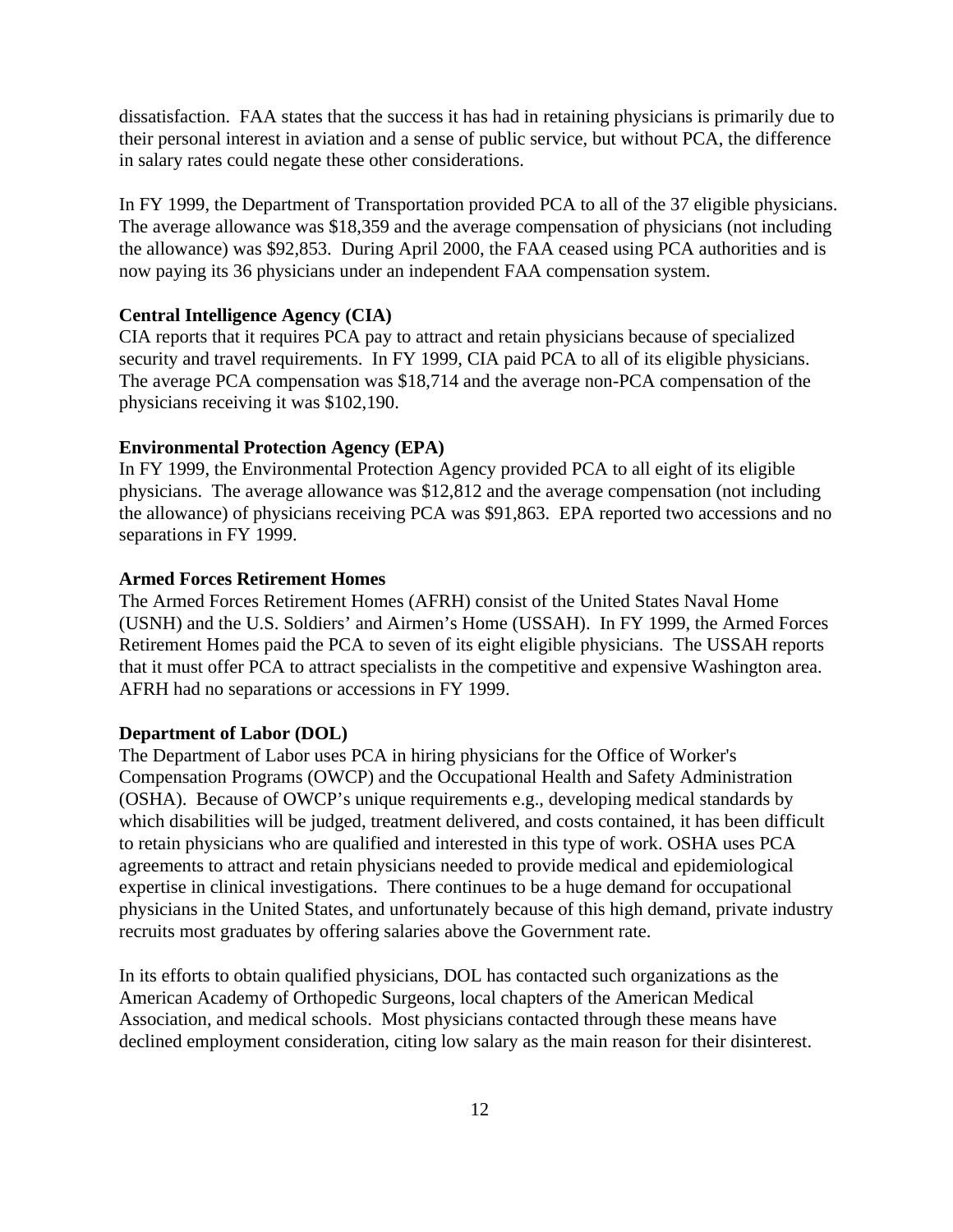dissatisfaction. FAA states that the success it has had in retaining physicians is primarily due to their personal interest in aviation and a sense of public service, but without PCA, the difference in salary rates could negate these other considerations.

In FY 1999, the Department of Transportation provided PCA to all of the 37 eligible physicians. The average allowance was $18,359 and the average compensation of physicians (not including the allowance) was $92,853. During April 2000, the FAA ceased using PCA authorities and is now paying its 36 physicians under an independent FAA compensation system.

**Central Intelligence Agency (CIA)**
CIA reports that it requires PCA pay to attract and retain physicians because of specialized security and travel requirements. In FY 1999, CIA paid PCA to all of its eligible physicians. The average PCA compensation was $18,714 and the average non-PCA compensation of the physicians receiving it was $102,190.

**Environmental Protection Agency (EPA)**
In FY 1999, the Environmental Protection Agency provided PCA to all eight of its eligible physicians. The average allowance was $12,812 and the average compensation (not including the allowance) of physicians receiving PCA was $91,863. EPA reported two accessions and no separations in FY 1999.

**Armed Forces Retirement Homes**
The Armed Forces Retirement Homes (AFRH) consist of the United States Naval Home (USNH) and the U.S. Soldiers' and Airmen's Home (USSAH). In FY 1999, the Armed Forces Retirement Homes paid the PCA to seven of its eight eligible physicians. The USSAH reports that it must offer PCA to attract specialists in the competitive and expensive Washington area. AFRH had no separations or accessions in FY 1999.

**Department of Labor (DOL)**
The Department of Labor uses PCA in hiring physicians for the Office of Worker's Compensation Programs (OWCP) and the Occupational Health and Safety Administration (OSHA). Because of OWCP's unique requirements e.g., developing medical standards by which disabilities will be judged, treatment delivered, and costs contained, it has been difficult to retain physicians who are qualified and interested in this type of work. OSHA uses PCA agreements to attract and retain physicians needed to provide medical and epidemiological expertise in clinical investigations. There continues to be a huge demand for occupational physicians in the United States, and unfortunately because of this high demand, private industry recruits most graduates by offering salaries above the Government rate.

In its efforts to obtain qualified physicians, DOL has contacted such organizations as the American Academy of Orthopedic Surgeons, local chapters of the American Medical Association, and medical schools. Most physicians contacted through these means have declined employment consideration, citing low salary as the main reason for their disinterest.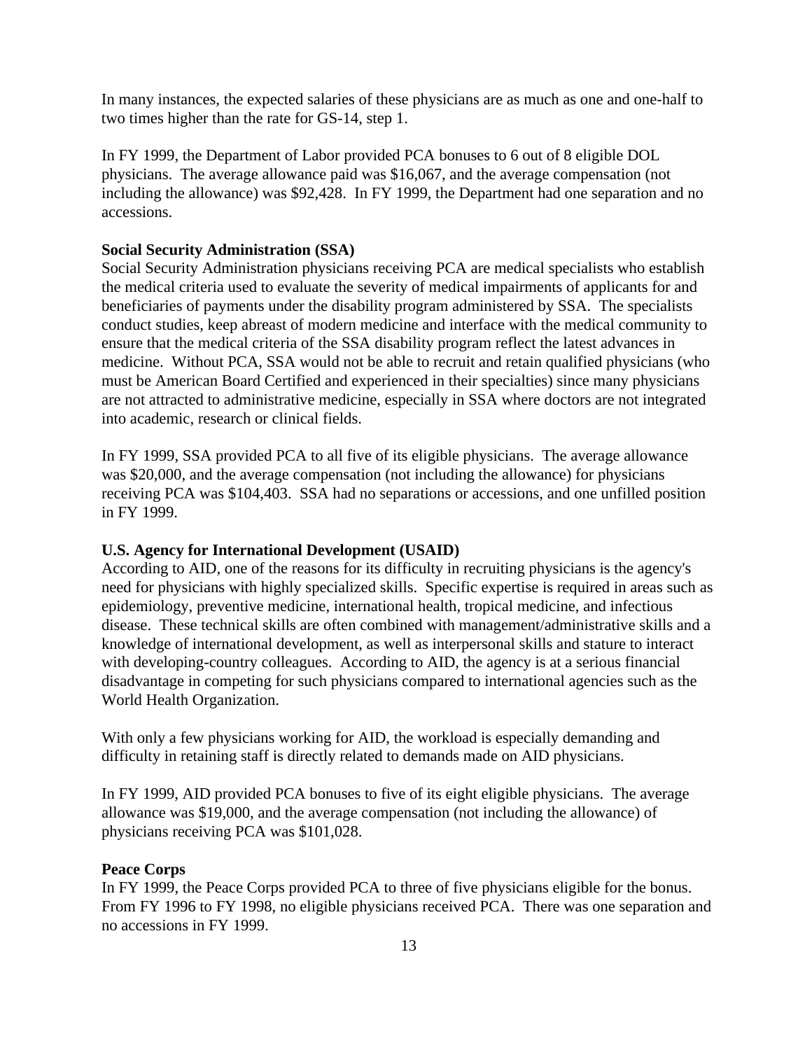In many instances, the expected salaries of these physicians are as much as one and one-half to two times higher than the rate for GS-14, step 1.

In FY 1999, the Department of Labor provided PCA bonuses to 6 out of 8 eligible DOL physicians. The average allowance paid was $16,067, and the average compensation (not including the allowance) was $92,428. In FY 1999, the Department had one separation and no accessions.

**Social Security Administration (SSA)**
Social Security Administration physicians receiving PCA are medical specialists who establish the medical criteria used to evaluate the severity of medical impairments of applicants for and beneficiaries of payments under the disability program administered by SSA. The specialists conduct studies, keep abreast of modern medicine and interface with the medical community to ensure that the medical criteria of the SSA disability program reflect the latest advances in medicine. Without PCA, SSA would not be able to recruit and retain qualified physicians (who must be American Board Certified and experienced in their specialties) since many physicians are not attracted to administrative medicine, especially in SSA where doctors are not integrated into academic, research or clinical fields.

In FY 1999, SSA provided PCA to all five of its eligible physicians. The average allowance was $20,000, and the average compensation (not including the allowance) for physicians receiving PCA was $104,403. SSA had no separations or accessions, and one unfilled position in FY 1999.

**U.S. Agency for International Development (USAID)**
According to AID, one of the reasons for its difficulty in recruiting physicians is the agency's need for physicians with highly specialized skills. Specific expertise is required in areas such as epidemiology, preventive medicine, international health, tropical medicine, and infectious disease. These technical skills are often combined with management/administrative skills and a knowledge of international development, as well as interpersonal skills and stature to interact with developing-country colleagues. According to AID, the agency is at a serious financial disadvantage in competing for such physicians compared to international agencies such as the World Health Organization.

With only a few physicians working for AID, the workload is especially demanding and difficulty in retaining staff is directly related to demands made on AID physicians.

In FY 1999, AID provided PCA bonuses to five of its eight eligible physicians. The average allowance was $19,000, and the average compensation (not including the allowance) of physicians receiving PCA was $101,028.

**Peace Corps**
In FY 1999, the Peace Corps provided PCA to three of five physicians eligible for the bonus. From FY 1996 to FY 1998, no eligible physicians received PCA. There was one separation and no accessions in FY 1999.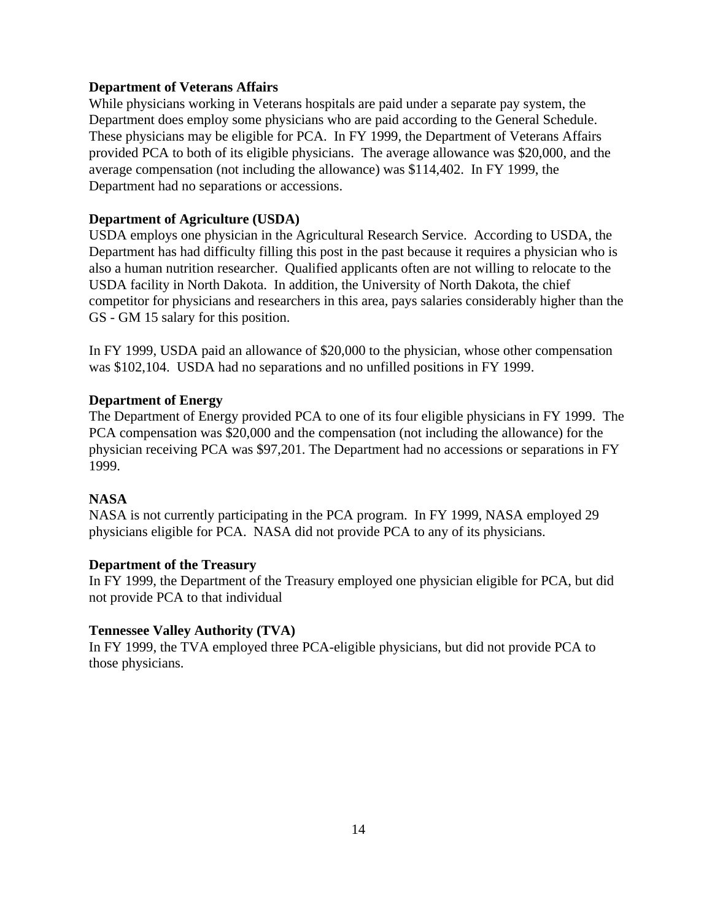**Department of Veterans Affairs**

While physicians working in Veterans hospitals are paid under a separate pay system, the Department does employ some physicians who are paid according to the General Schedule. These physicians may be eligible for PCA. In FY 1999, the Department of Veterans Affairs provided PCA to both of its eligible physicians. The average allowance was $20,000, and the average compensation (not including the allowance) was $114,402. In FY 1999, the Department had no separations or accessions.

**Department of Agriculture (USDA)**

USDA employs one physician in the Agricultural Research Service. According to USDA, the Department has had difficulty filling this post in the past because it requires a physician who is also a human nutrition researcher. Qualified applicants often are not willing to relocate to the USDA facility in North Dakota. In addition, the University of North Dakota, the chief competitor for physicians and researchers in this area, pays salaries considerably higher than the GS - GM 15 salary for this position.

In FY 1999, USDA paid an allowance of $20,000 to the physician, whose other compensation was $102,104. USDA had no separations and no unfilled positions in FY 1999.

**Department of Energy**

The Department of Energy provided PCA to one of its four eligible physicians in FY 1999. The PCA compensation was $20,000 and the compensation (not including the allowance) for the physician receiving PCA was $97,201. The Department had no accessions or separations in FY 1999.

**NASA**

NASA is not currently participating in the PCA program. In FY 1999, NASA employed 29 physicians eligible for PCA. NASA did not provide PCA to any of its physicians.

**Department of the Treasury**

In FY 1999, the Department of the Treasury employed one physician eligible for PCA, but did not provide PCA to that individual

**Tennessee Valley Authority (TVA)**

In FY 1999, the TVA employed three PCA-eligible physicians, but did not provide PCA to those physicians.